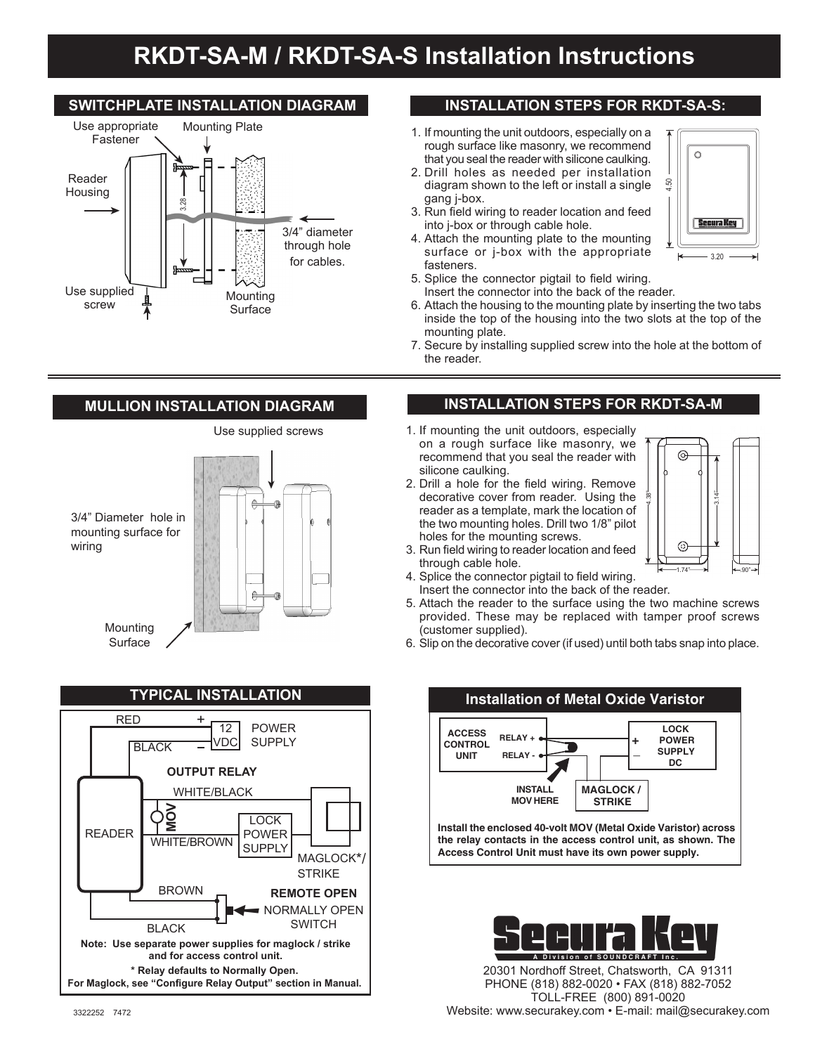# RKDT-SA-M / RKDT-SA-S Installation Instructions

## SWITCHPLATE INSTALLATION DIAGRAM

Use appropriate Fastener

Mounting Plate

Reader Housing

3.28

3/4" diameter through hole for cables.

Use supplied screw

Mounting Surface

## INSTALLATION STEPS FOR RKDT-SA-S:

1. If mounting the unit outdoors, especially on a rough surface like masonry, we recommend that you seal the reader with silicone caulking.
2. Drill holes as needed per installation diagram shown to the left or install a single gang j-box.
3. Run field wiring to reader location and feed into j-box or through cable hole.
4. Attach the mounting plate to the mounting surface or j-box with the appropriate fasteners.
5. Splice the connector pigtail to field wiring. Insert the connector into the back of the reader.
6. Attach the housing to the mounting plate by inserting the two tabs inside the top of the housing into the two slots at the top of the mounting plate.
7. Secure by installing supplied screw into the hole at the bottom of the reader.

4.50

3.20

## MULLION INSTALLATION DIAGRAM

Use supplied screws

3/4" Diameter hole in mounting surface for wiring

Mounting Surface

## INSTALLATION STEPS FOR RKDT-SA-M

1. If mounting the unit outdoors, especially on a rough surface like masonry, we recommend that you seal the reader with silicone caulking.
2. Drill a hole for the field wiring. Remove decorative cover from reader. Using the reader as a template, mark the location of the two mounting holes. Drill two 1/8" pilot holes for the mounting screws.
3. Run field wiring to reader location and feed through cable hole.
4. Splice the connector pigtail to field wiring. Insert the connector into the back of the reader.
5. Attach the reader to the surface using the two machine screws provided. These may be replaced with tamper proof screws (customer supplied).
6. Slip on the decorative cover (if used) until both tabs snap into place.

4.38"

3.14"

1.74"

.90"

## TYPICAL INSTALLATION

RED +

BLACK –

12 VDC

POWER SUPPLY

**OUTPUT RELAY**

WHITE/BLACK

MOV

READER

WHITE/BROWN

LOCK POWER SUPPLY

MAGLOCK*/ STRIKE

BROWN

**REMOTE OPEN**

NORMALLY OPEN SWITCH

BLACK

**Note: Use separate power supplies for maglock / strike and for access control unit.**

**\* Relay defaults to Normally Open.**

**For Maglock, see "Configure Relay Output" section in Manual.**

## Installation of Metal Oxide Varistor

ACCESS CONTROL UNIT

RELAY +

RELAY -

INSTALL MOV HERE

MAGLOCK / STRIKE

LOCK POWER SUPPLY DC

+

–

**Install the enclosed 40-volt MOV (Metal Oxide Varistor) across the relay contacts in the access control unit, as shown. The Access Control Unit must have its own power supply.**

Secura Key

A Division of SOUNDCRAFT Inc.

20301 Nordhoff Street, Chatsworth, CA 91311

PHONE (818) 882-0020 • FAX (818) 882-7052

TOLL-FREE (800) 891-0020

Website: www.securakey.com • E-mail: mail@securakey.com

3322252 7472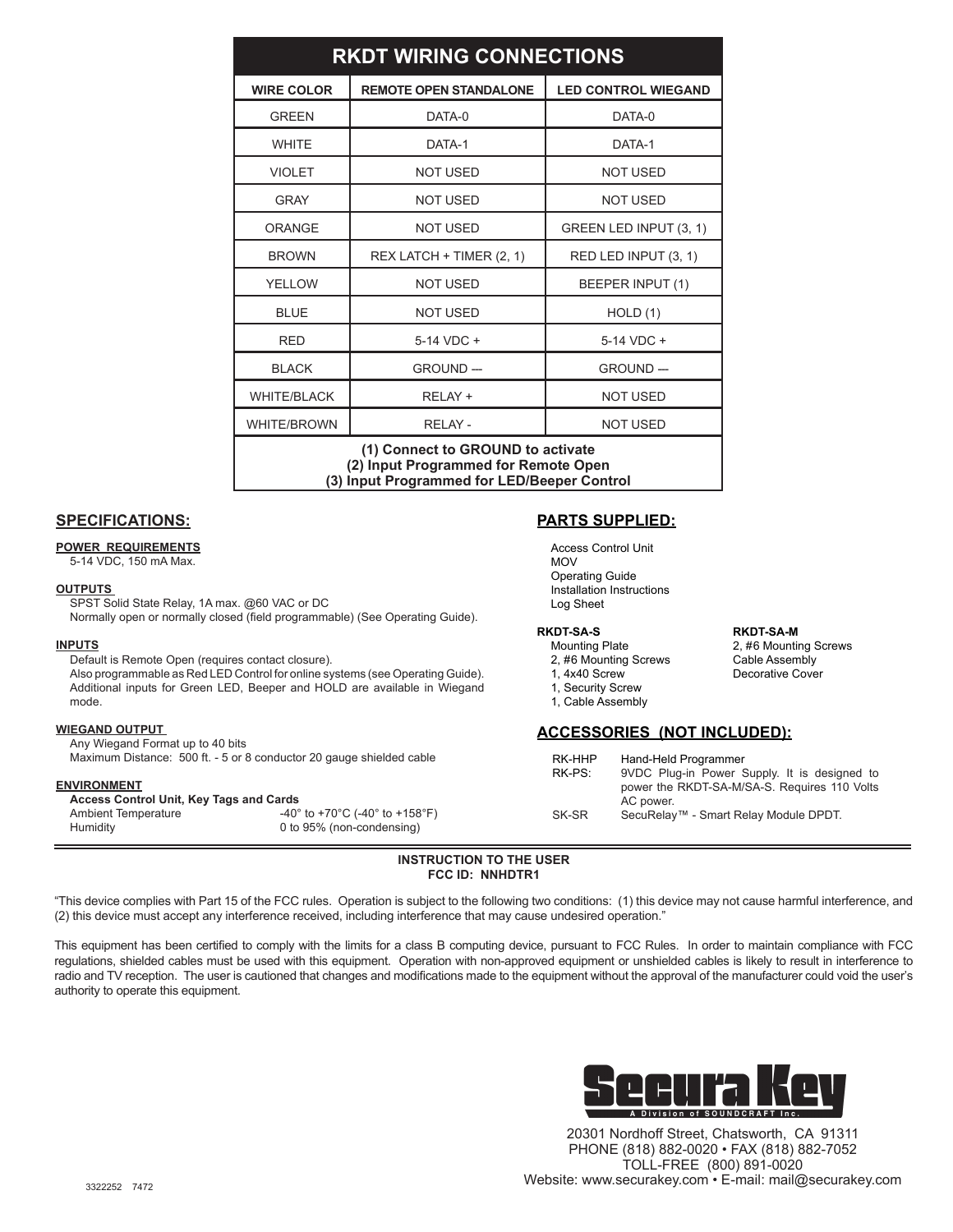## RKDT WIRING CONNECTIONS

| WIRE COLOR | REMOTE OPEN STANDALONE | LED CONTROL WIEGAND |
|---|---|---|
| GREEN | DATA-0 | DATA-0 |
| WHITE | DATA-1 | DATA-1 |
| VIOLET | NOT USED | NOT USED |
| GRAY | NOT USED | NOT USED |
| ORANGE | NOT USED | GREEN LED INPUT (3, 1) |
| BROWN | REX LATCH + TIMER (2, 1) | RED LED INPUT (3, 1) |
| YELLOW | NOT USED | BEEPER INPUT (1) |
| BLUE | NOT USED | HOLD (1) |
| RED | 5-14 VDC + | 5-14 VDC + |
| BLACK | GROUND --- | GROUND --- |
| WHITE/BLACK | RELAY + | NOT USED |
| WHITE/BROWN | RELAY - | NOT USED |

**(1) Connect to GROUND to activate**
**(2) Input Programmed for Remote Open**
**(3) Input Programmed for LED/Beeper Control**

## SPECIFICATIONS:

**POWER REQUIREMENTS**
5-14 VDC, 150 mA Max.

**OUTPUTS**
SPST Solid State Relay, 1A max. @60 VAC or DC
Normally open or normally closed (field programmable) (See Operating Guide).

**INPUTS**
Default is Remote Open (requires contact closure).
Also programmable as Red LED Control for online systems (see Operating Guide). Additional inputs for Green LED, Beeper and HOLD are available in Wiegand mode.

**WIEGAND OUTPUT**
Any Wiegand Format up to 40 bits
Maximum Distance: 500 ft. - 5 or 8 conductor 20 gauge shielded cable

**ENVIRONMENT**
**Access Control Unit, Key Tags and Cards**

| | |
|---|---|
| Ambient Temperature | -40° to +70°C (-40° to +158°F) |
| Humidity | 0 to 95% (non-condensing) |

## PARTS SUPPLIED:

Access Control Unit
MOV
Operating Guide
Installation Instructions
Log Sheet

**RKDT-SA-S**
- Mounting Plate
- 2, #6 Mounting Screws
- 1, 4x40 Screw
- 1, Security Screw
- 1, Cable Assembly

**RKDT-SA-M**
- 2, #6 Mounting Screws
- Cable Assembly
- Decorative Cover

## ACCESSORIES (NOT INCLUDED):

| | |
|---|---|
| RK-HHP | Hand-Held Programmer |
| RK-PS: | 9VDC Plug-in Power Supply. It is designed to power the RKDT-SA-M/SA-S. Requires 110 Volts AC power. |
| SK-SR | SecuRelay™ - Smart Relay Module DPDT. |

**INSTRUCTION TO THE USER**
**FCC ID: NNHDTR1**

"This device complies with Part 15 of the FCC rules. Operation is subject to the following two conditions: (1) this device may not cause harmful interference, and (2) this device must accept any interference received, including interference that may cause undesired operation."

This equipment has been certified to comply with the limits for a class B computing device, pursuant to FCC Rules. In order to maintain compliance with FCC regulations, shielded cables must be used with this equipment. Operation with non-approved equipment or unshielded cables is likely to result in interference to radio and TV reception. The user is cautioned that changes and modifications made to the equipment without the approval of the manufacturer could void the user's authority to operate this equipment.

**Secura Key**
A Division of SOUNDCRAFT Inc.

20301 Nordhoff Street, Chatsworth, CA 91311
PHONE (818) 882-0020 • FAX (818) 882-7052
TOLL-FREE (800) 891-0020
Website: www.securakey.com • E-mail: mail@securakey.com

3322252 7472